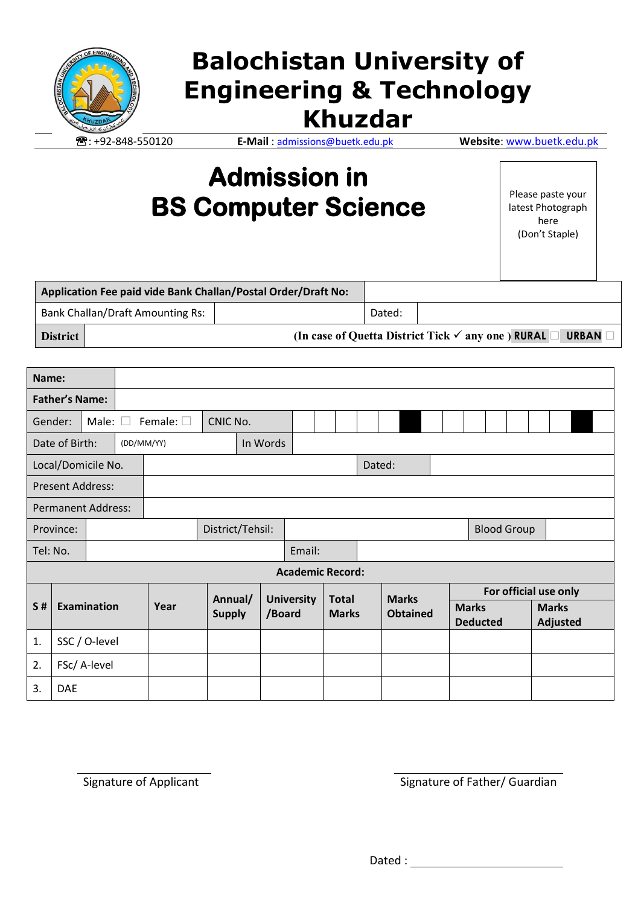# Balochistan University of Engineering & Technology Khuzdar

☎: +92-848-550120 **E-Mail** : admissions@buetk.edu.pk **Website**: www.buetk.edu.pk

# Admission in BS Computer Science

Please paste your latest Photograph here (Don't Staple)

| **Application Fee paid vide Bank Challan/Postal Order/Draft No:** | | | |
|---|---|---|---|
| Bank Challan/Draft Amounting Rs: | | Dated: | |
| **District** | **(In case of Quetta District Tick ✓ any one ) RURAL** ☐ **URBAN** ☐ | | |

| | | | |
|---|---|---|---|
| **Name:** | | | |
| **Father's Name:** | | | |
| Gender: Male: ☐ Female: ☐ | CNIC No. | | |
| Date of Birth: (DD/MM/YY) | | In Words | |
| Local/Domicile No. | | Dated: | |
| Present Address: | | | |
| Permanent Address: | | | |
| Province: | District/Tehsil: | Blood Group | |
| Tel: No. | | Email: | |

**Academic Record:**

| **S #** | **Examination** | **Year** | **Annual/ Supply** | **University /Board** | **Total Marks** | **Marks Obtained** | **For official use only** | |
|---|---|---|---|---|---|---|---|---|
| | | | | | | | **Marks Deducted** | **Marks Adjusted** |
| 1. | SSC / O-level | | | | | | | |
| 2. | FSc/ A-level | | | | | | | |
| 3. | DAE | | | | | | | |

Signature of Applicant

Signature of Father/ Guardian

Dated : ____________________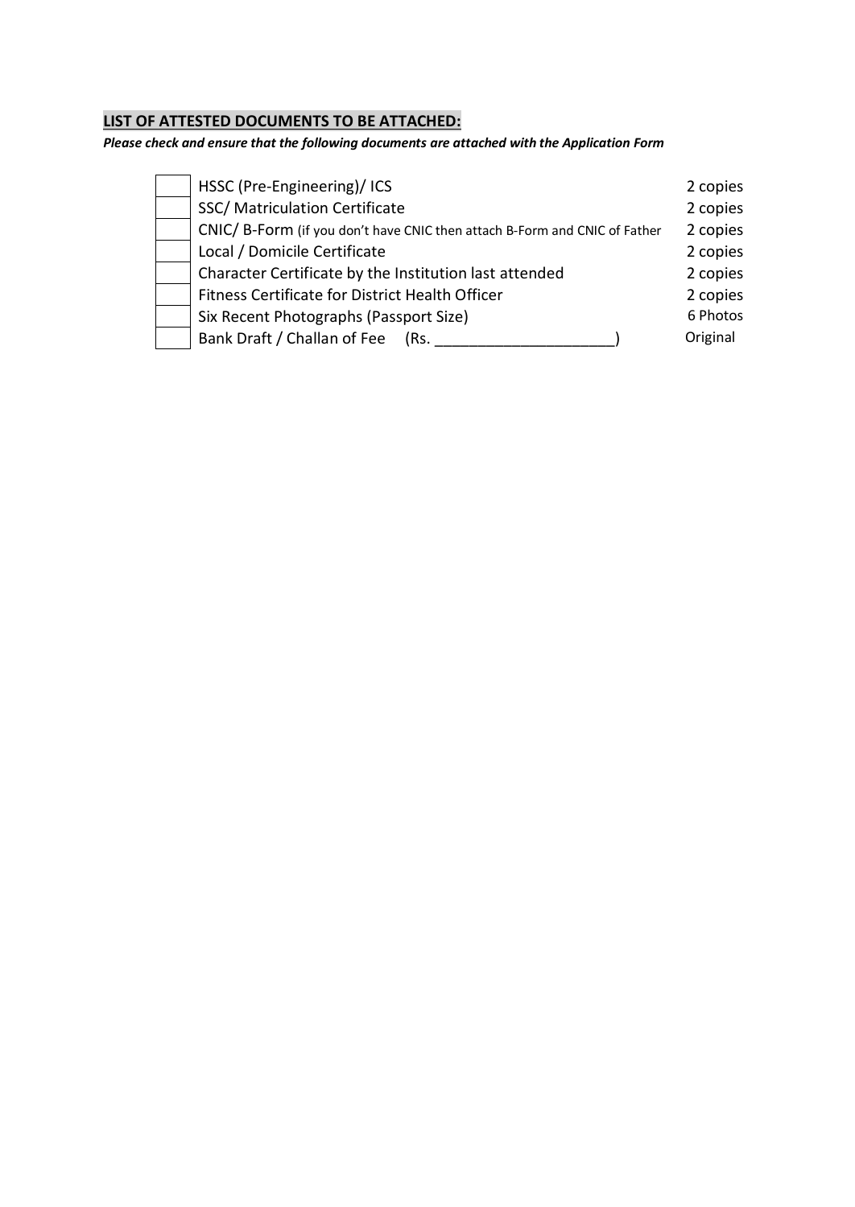## LIST OF ATTESTED DOCUMENTS TO BE ATTACHED:

***Please check and ensure that the following documents are attached with the Application Form***

| | Document | Copies |
|---|---|---|
| ☐ | HSSC (Pre-Engineering)/ ICS | 2 copies |
| ☐ | SSC/ Matriculation Certificate | 2 copies |
| ☐ | CNIC/ B-Form (if you don't have CNIC then attach B-Form and CNIC of Father | 2 copies |
| ☐ | Local / Domicile Certificate | 2 copies |
| ☐ | Character Certificate by the Institution last attended | 2 copies |
| ☐ | Fitness Certificate for District Health Officer | 2 copies |
| ☐ | Six Recent Photographs (Passport Size) | 6 Photos |
| ☐ | Bank Draft / Challan of Fee (Rs. _____________________) | Original |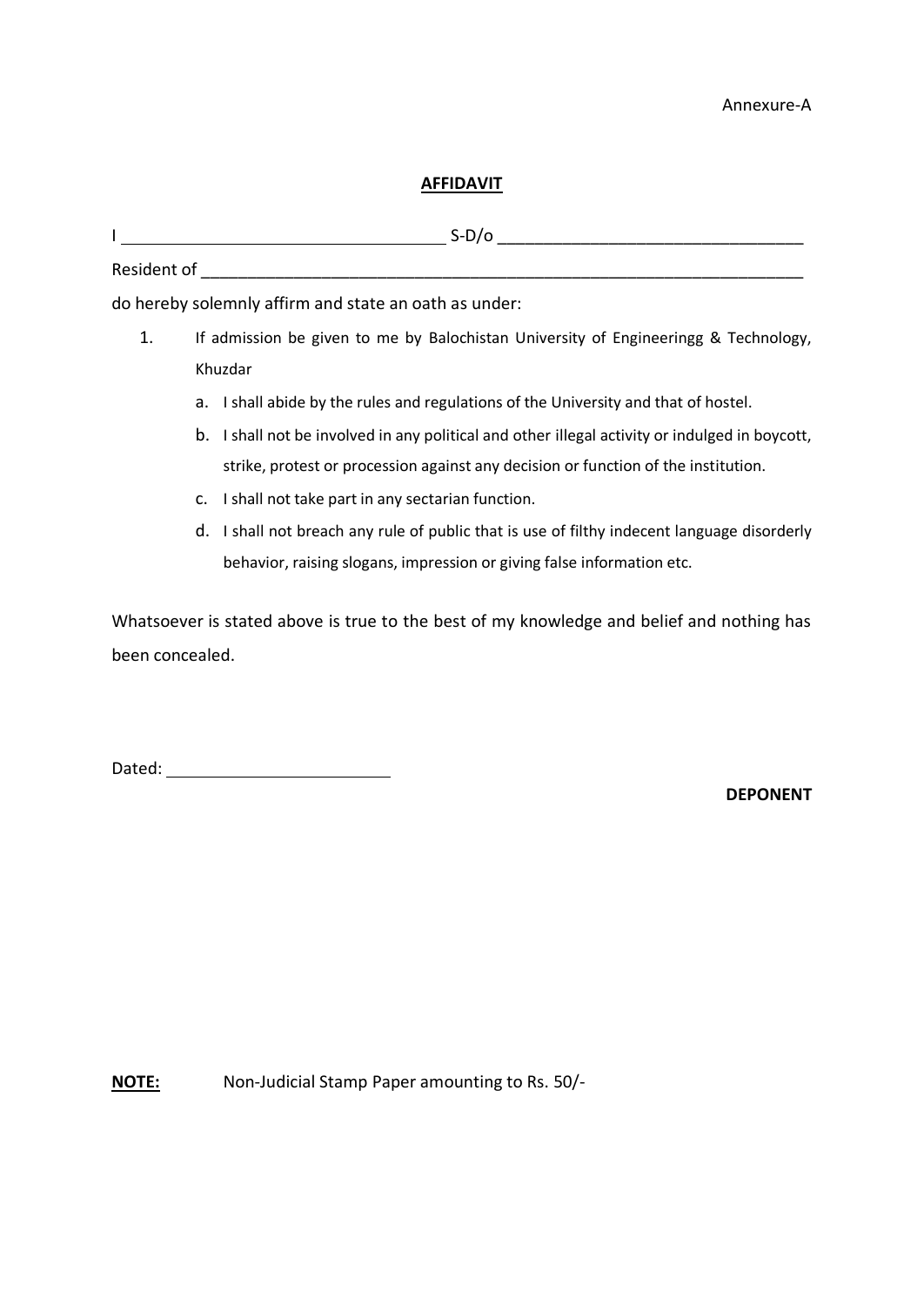Annexure-A

## AFFIDAVIT

I ___________________________________ S-D/o _________________________________

Resident of ______________________________________________________________________

do hereby solemnly affirm and state an oath as under:

1. If admission be given to me by Balochistan University of Engineeringg & Technology, Khuzdar
   a. I shall abide by the rules and regulations of the University and that of hostel.
   b. I shall not be involved in any political and other illegal activity or indulged in boycott, strike, protest or procession against any decision or function of the institution.
   c. I shall not take part in any sectarian function.
   d. I shall not breach any rule of public that is use of filthy indecent language disorderly behavior, raising slogans, impression or giving false information etc.

Whatsoever is stated above is true to the best of my knowledge and belief and nothing has been concealed.

Dated: ________________________

**DEPONENT**

**NOTE:** Non-Judicial Stamp Paper amounting to Rs. 50/-